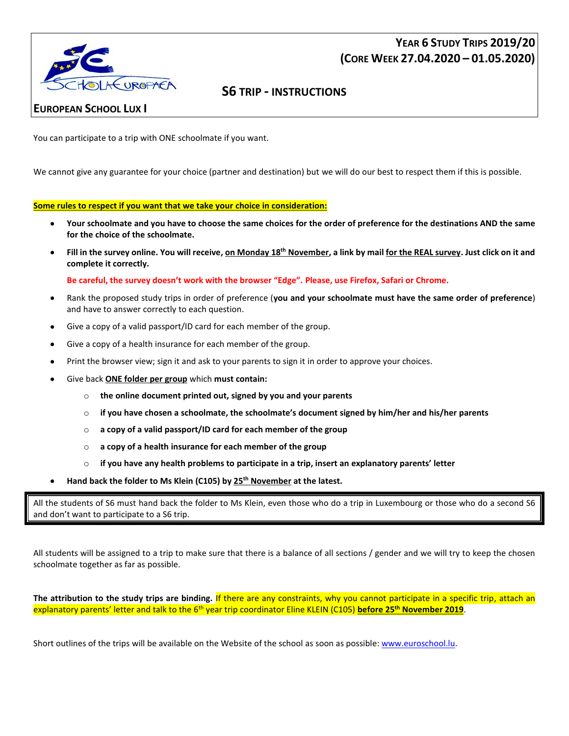**European School Lux I**

# Year 6 Study Trips 2019/20 (Core Week 27.04.2020 – 01.05.2020)

## S6 TRIP - INSTRUCTIONS

You can participate to a trip with ONE schoolmate if you want.

We cannot give any guarantee for your choice (partner and destination) but we will do our best to respect them if this is possible.

**Some rules to respect if you want that we take your choice in consideration:**

- **Your schoolmate and you have to choose the same choices for the order of preference for the destinations AND the same for the choice of the schoolmate.**
- **Fill in the survey online. You will receive, on Monday 18th November, a link by mail for the REAL survey. Just click on it and complete it correctly.**

  **Be careful, the survey doesn't work with the browser "Edge". Please, use Firefox, Safari or Chrome.**
- Rank the proposed study trips in order of preference (**you and your schoolmate must have the same order of preference**) and have to answer correctly to each question.
- Give a copy of a valid passport/ID card for each member of the group.
- Give a copy of a health insurance for each member of the group.
- Print the browser view; sign it and ask to your parents to sign it in order to approve your choices.
- Give back **ONE folder per group** which **must contain:**
  - **the online document printed out, signed by you and your parents**
  - **if you have chosen a schoolmate, the schoolmate's document signed by him/her and his/her parents**
  - **a copy of a valid passport/ID card for each member of the group**
  - **a copy of a health insurance for each member of the group**
  - **if you have any health problems to participate in a trip, insert an explanatory parents' letter**
- **Hand back the folder to Ms Klein (C105) by 25th November at the latest.**

All the students of S6 must hand back the folder to Ms Klein, even those who do a trip in Luxembourg or those who do a second S6 and don't want to participate to a S6 trip.

All students will be assigned to a trip to make sure that there is a balance of all sections / gender and we will try to keep the chosen schoolmate together as far as possible.

**The attribution to the study trips are binding.** If there are any constraints, why you cannot participate in a specific trip, attach an explanatory parents' letter and talk to the 6th year trip coordinator Eline KLEIN (C105) **before 25th November 2019**.

Short outlines of the trips will be available on the Website of the school as soon as possible: www.euroschool.lu.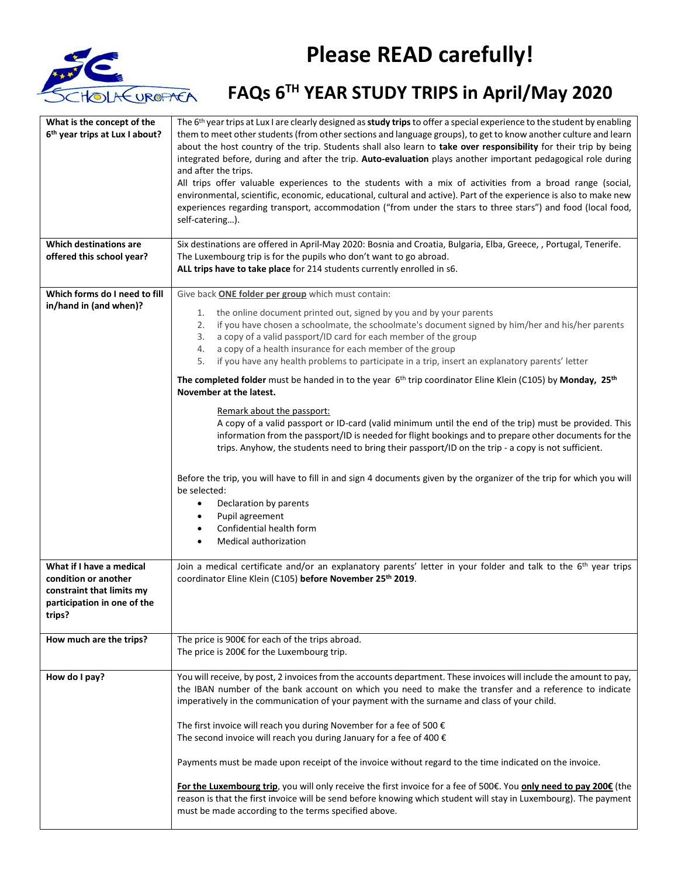# Please READ carefully!

## FAQs 6TH YEAR STUDY TRIPS in April/May 2020

| | |
|---|---|
| **What is the concept of the 6th year trips at Lux I about?** | The 6th year trips at Lux I are clearly designed as **study trips** to offer a special experience to the student by enabling them to meet other students (from other sections and language groups), to get to know another culture and learn about the host country of the trip. Students shall also learn to **take over responsibility** for their trip by being integrated before, during and after the trip. **Auto-evaluation** plays another important pedagogical role during and after the trips.<br>All trips offer valuable experiences to the students with a mix of activities from a broad range (social, environmental, scientific, economic, educational, cultural and active). Part of the experience is also to make new experiences regarding transport, accommodation ("from under the stars to three stars") and food (local food, self-catering…). |
| **Which destinations are offered this school year?** | Six destinations are offered in April-May 2020: Bosnia and Croatia, Bulgaria, Elba, Greece, , Portugal, Tenerife.<br>The Luxembourg trip is for the pupils who don't want to go abroad.<br>**ALL trips have to take place** for 214 students currently enrolled in s6. |
| **Which forms do I need to fill in/hand in (and when)?** | Give back **<u>ONE folder per group</u>** which must contain:<br>1. the online document printed out, signed by you and by your parents<br>2. if you have chosen a schoolmate, the schoolmate's document signed by him/her and his/her parents<br>3. a copy of a valid passport/ID card for each member of the group<br>4. a copy of a health insurance for each member of the group<br>5. if you have any health problems to participate in a trip, insert an explanatory parents' letter<br><br>**The completed folder** must be handed in to the year 6th trip coordinator Eline Klein (C105) by **Monday, 25th November at the latest.**<br><br><u>Remark about the passport:</u><br>A copy of a valid passport or ID-card (valid minimum until the end of the trip) must be provided. This information from the passport/ID is needed for flight bookings and to prepare other documents for the trips. Anyhow, the students need to bring their passport/ID on the trip - a copy is not sufficient.<br><br>Before the trip, you will have to fill in and sign 4 documents given by the organizer of the trip for which you will be selected:<br>• Declaration by parents<br>• Pupil agreement<br>• Confidential health form<br>• Medical authorization |
| **What if I have a medical condition or another constraint that limits my participation in one of the trips?** | Join a medical certificate and/or an explanatory parents' letter in your folder and talk to the 6th year trips coordinator Eline Klein (C105) **before November 25th 2019**. |
| **How much are the trips?** | The price is 900€ for each of the trips abroad.<br>The price is 200€ for the Luxembourg trip. |
| **How do I pay?** | You will receive, by post, 2 invoices from the accounts department. These invoices will include the amount to pay, the IBAN number of the bank account on which you need to make the transfer and a reference to indicate imperatively in the communication of your payment with the surname and class of your child.<br><br>The first invoice will reach you during November for a fee of 500 €<br>The second invoice will reach you during January for a fee of 400 €<br><br>Payments must be made upon receipt of the invoice without regard to the time indicated on the invoice.<br><br>**<u>For the Luxembourg trip</u>**, you will only receive the first invoice for a fee of 500€. You **<u>only need to pay 200€</u>** (the reason is that the first invoice will be send before knowing which student will stay in Luxembourg). The payment must be made according to the terms specified above. |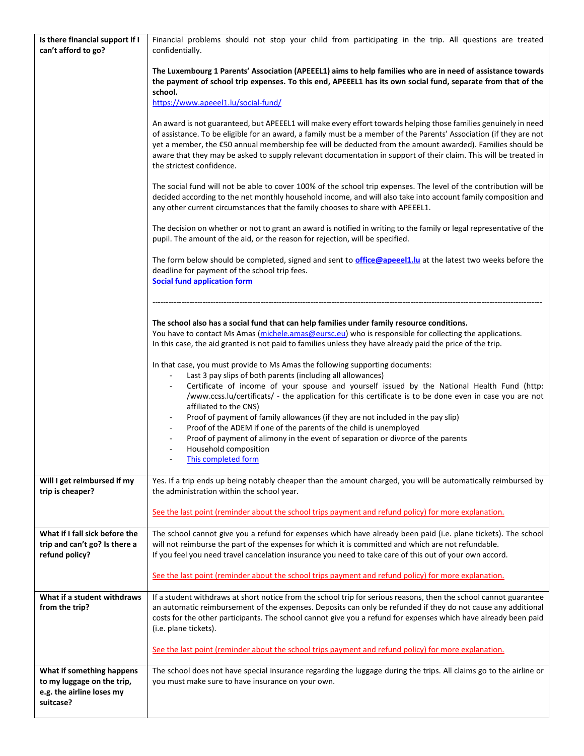| | |
|---|---|
| **Is there financial support if I can't afford to go?** | Financial problems should not stop your child from participating in the trip. All questions are treated confidentially.<br><br>**The Luxembourg 1 Parents' Association (APEEEL1) aims to help families who are in need of assistance towards the payment of school trip expenses. To this end, APEEEL1 has its own social fund, separate from that of the school.**<br>[https://www.apeeel1.lu/social-fund/](https://www.apeeel1.lu/social-fund/)<br><br>An award is not guaranteed, but APEEEL1 will make every effort towards helping those families genuinely in need of assistance. To be eligible for an award, a family must be a member of the Parents' Association (if they are not yet a member, the €50 annual membership fee will be deducted from the amount awarded). Families should be aware that they may be asked to supply relevant documentation in support of their claim. This will be treated in the strictest confidence.<br><br>The social fund will not be able to cover 100% of the school trip expenses. The level of the contribution will be decided according to the net monthly household income, and will also take into account family composition and any other current circumstances that the family chooses to share with APEEEL1.<br><br>The decision on whether or not to grant an award is notified in writing to the family or legal representative of the pupil. The amount of the aid, or the reason for rejection, will be specified.<br><br>The form below should be completed, signed and sent to **office@apeeel1.lu** at the latest two weeks before the deadline for payment of the school trip fees.<br>**Social fund application form**<br><br>---<br><br>**The school also has a social fund that can help families under family resource conditions.**<br>You have to contact Ms Amas (michele.amas@eursc.eu) who is responsible for collecting the applications.<br>In this case, the aid granted is not paid to families unless they have already paid the price of the trip.<br><br>In that case, you must provide to Ms Amas the following supporting documents:<br>- Last 3 pay slips of both parents (including all allowances)<br>- Certificate of income of your spouse and yourself issued by the National Health Fund (http: /www.ccss.lu/certificats/ - the application for this certificate is to be done even in case you are not affiliated to the CNS)<br>- Proof of payment of family allowances (if they are not included in the pay slip)<br>- Proof of the ADEM if one of the parents of the child is unemployed<br>- Proof of payment of alimony in the event of separation or divorce of the parents<br>- Household composition<br>- This completed form |
| **Will I get reimbursed if my trip is cheaper?** | Yes. If a trip ends up being notably cheaper than the amount charged, you will be automatically reimbursed by the administration within the school year.<br><br>See the last point (reminder about the school trips payment and refund policy) for more explanation. |
| **What if I fall sick before the trip and can't go? Is there a refund policy?** | The school cannot give you a refund for expenses which have already been paid (i.e. plane tickets). The school will not reimburse the part of the expenses for which it is committed and which are not refundable.<br>If you feel you need travel cancelation insurance you need to take care of this out of your own accord.<br><br>See the last point (reminder about the school trips payment and refund policy) for more explanation. |
| **What if a student withdraws from the trip?** | If a student withdraws at short notice from the school trip for serious reasons, then the school cannot guarantee an automatic reimbursement of the expenses. Deposits can only be refunded if they do not cause any additional costs for the other participants. The school cannot give you a refund for expenses which have already been paid (i.e. plane tickets).<br><br>See the last point (reminder about the school trips payment and refund policy) for more explanation. |
| **What if something happens to my luggage on the trip, e.g. the airline loses my suitcase?** | The school does not have special insurance regarding the luggage during the trips. All claims go to the airline or you must make sure to have insurance on your own. |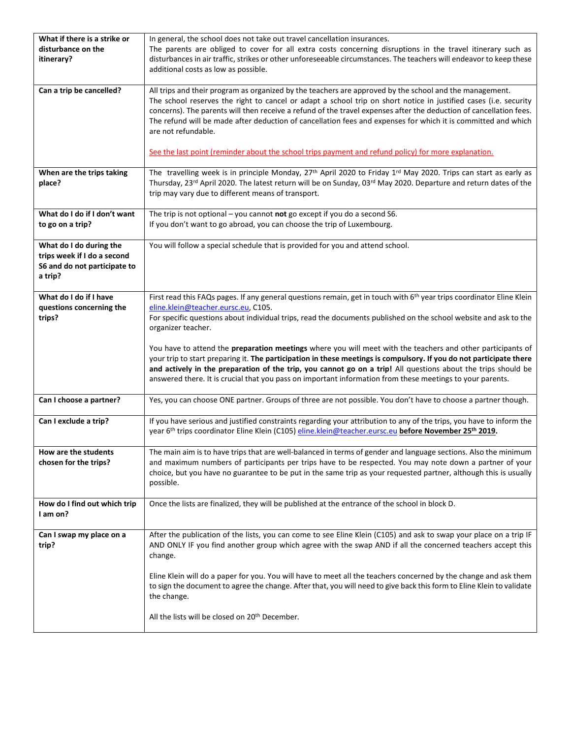| | |
|---|---|
| **What if there is a strike or disturbance on the itinerary?** | In general, the school does not take out travel cancellation insurances. The parents are obliged to cover for all extra costs concerning disruptions in the travel itinerary such as disturbances in air traffic, strikes or other unforeseeable circumstances. The teachers will endeavor to keep these additional costs as low as possible. |
| **Can a trip be cancelled?** | All trips and their program as organized by the teachers are approved by the school and the management. The school reserves the right to cancel or adapt a school trip on short notice in justified cases (i.e. security concerns). The parents will then receive a refund of the travel expenses after the deduction of cancellation fees. The refund will be made after deduction of cancellation fees and expenses for which it is committed and which are not refundable.<br><br>See the last point (reminder about the school trips payment and refund policy) for more explanation. |
| **When are the trips taking place?** | The travelling week is in principle Monday, 27th April 2020 to Friday 1rd May 2020. Trips can start as early as Thursday, 23rd April 2020. The latest return will be on Sunday, 03rd May 2020. Departure and return dates of the trip may vary due to different means of transport. |
| **What do I do if I don't want to go on a trip?** | The trip is not optional – you cannot **not** go except if you do a second S6.<br>If you don't want to go abroad, you can choose the trip of Luxembourg. |
| **What do I do during the trips week if I do a second S6 and do not participate to a trip?** | You will follow a special schedule that is provided for you and attend school. |
| **What do I do if I have questions concerning the trips?** | First read this FAQs pages. If any general questions remain, get in touch with 6th year trips coordinator Eline Klein eline.klein@teacher.eursc.eu, C105.<br>For specific questions about individual trips, read the documents published on the school website and ask to the organizer teacher.<br><br>You have to attend the **preparation meetings** where you will meet with the teachers and other participants of your trip to start preparing it. **The participation in these meetings is compulsory. If you do not participate there and actively in the preparation of the trip, you cannot go on a trip!** All questions about the trips should be answered there. It is crucial that you pass on important information from these meetings to your parents. |
| **Can I choose a partner?** | Yes, you can choose ONE partner. Groups of three are not possible. You don't have to choose a partner though. |
| **Can I exclude a trip?** | If you have serious and justified constraints regarding your attribution to any of the trips, you have to inform the year 6th trips coordinator Eline Klein (C105) eline.klein@teacher.eursc.eu **before November 25th 2019.** |
| **How are the students chosen for the trips?** | The main aim is to have trips that are well-balanced in terms of gender and language sections. Also the minimum and maximum numbers of participants per trips have to be respected. You may note down a partner of your choice, but you have no guarantee to be put in the same trip as your requested partner, although this is usually possible. |
| **How do I find out which trip I am on?** | Once the lists are finalized, they will be published at the entrance of the school in block D. |
| **Can I swap my place on a trip?** | After the publication of the lists, you can come to see Eline Klein (C105) and ask to swap your place on a trip IF AND ONLY IF you find another group which agree with the swap AND if all the concerned teachers accept this change.<br><br>Eline Klein will do a paper for you. You will have to meet all the teachers concerned by the change and ask them to sign the document to agree the change. After that, you will need to give back this form to Eline Klein to validate the change.<br><br>All the lists will be closed on 20th December. |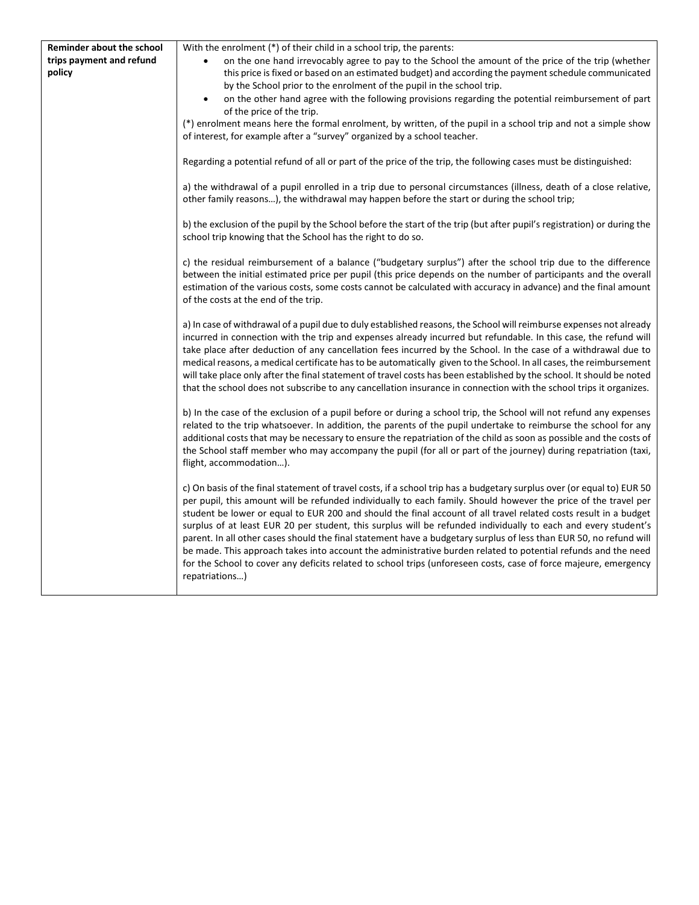| | |
|---|---|
| **Reminder about the school trips payment and refund policy** | With the enrolment (*) of their child in a school trip, the parents:<br>• on the one hand irrevocably agree to pay to the School the amount of the price of the trip (whether this price is fixed or based on an estimated budget) and according the payment schedule communicated by the School prior to the enrolment of the pupil in the school trip.<br>• on the other hand agree with the following provisions regarding the potential reimbursement of part of the price of the trip.<br>(*) enrolment means here the formal enrolment, by written, of the pupil in a school trip and not a simple show of interest, for example after a “survey” organized by a school teacher.<br><br>Regarding a potential refund of all or part of the price of the trip, the following cases must be distinguished:<br><br>a) the withdrawal of a pupil enrolled in a trip due to personal circumstances (illness, death of a close relative, other family reasons…), the withdrawal may happen before the start or during the school trip;<br><br>b) the exclusion of the pupil by the School before the start of the trip (but after pupil’s registration) or during the school trip knowing that the School has the right to do so.<br><br>c) the residual reimbursement of a balance (“budgetary surplus”) after the school trip due to the difference between the initial estimated price per pupil (this price depends on the number of participants and the overall estimation of the various costs, some costs cannot be calculated with accuracy in advance) and the final amount of the costs at the end of the trip.<br><br>a) In case of withdrawal of a pupil due to duly established reasons, the School will reimburse expenses not already incurred in connection with the trip and expenses already incurred but refundable. In this case, the refund will take place after deduction of any cancellation fees incurred by the School. In the case of a withdrawal due to medical reasons, a medical certificate has to be automatically given to the School. In all cases, the reimbursement will take place only after the final statement of travel costs has been established by the school. It should be noted that the school does not subscribe to any cancellation insurance in connection with the school trips it organizes.<br><br>b) In the case of the exclusion of a pupil before or during a school trip, the School will not refund any expenses related to the trip whatsoever. In addition, the parents of the pupil undertake to reimburse the school for any additional costs that may be necessary to ensure the repatriation of the child as soon as possible and the costs of the School staff member who may accompany the pupil (for all or part of the journey) during repatriation (taxi, flight, accommodation…).<br><br>c) On basis of the final statement of travel costs, if a school trip has a budgetary surplus over (or equal to) EUR 50 per pupil, this amount will be refunded individually to each family. Should however the price of the travel per student be lower or equal to EUR 200 and should the final account of all travel related costs result in a budget surplus of at least EUR 20 per student, this surplus will be refunded individually to each and every student’s parent. In all other cases should the final statement have a budgetary surplus of less than EUR 50, no refund will be made. This approach takes into account the administrative burden related to potential refunds and the need for the School to cover any deficits related to school trips (unforeseen costs, case of force majeure, emergency repatriations…) |